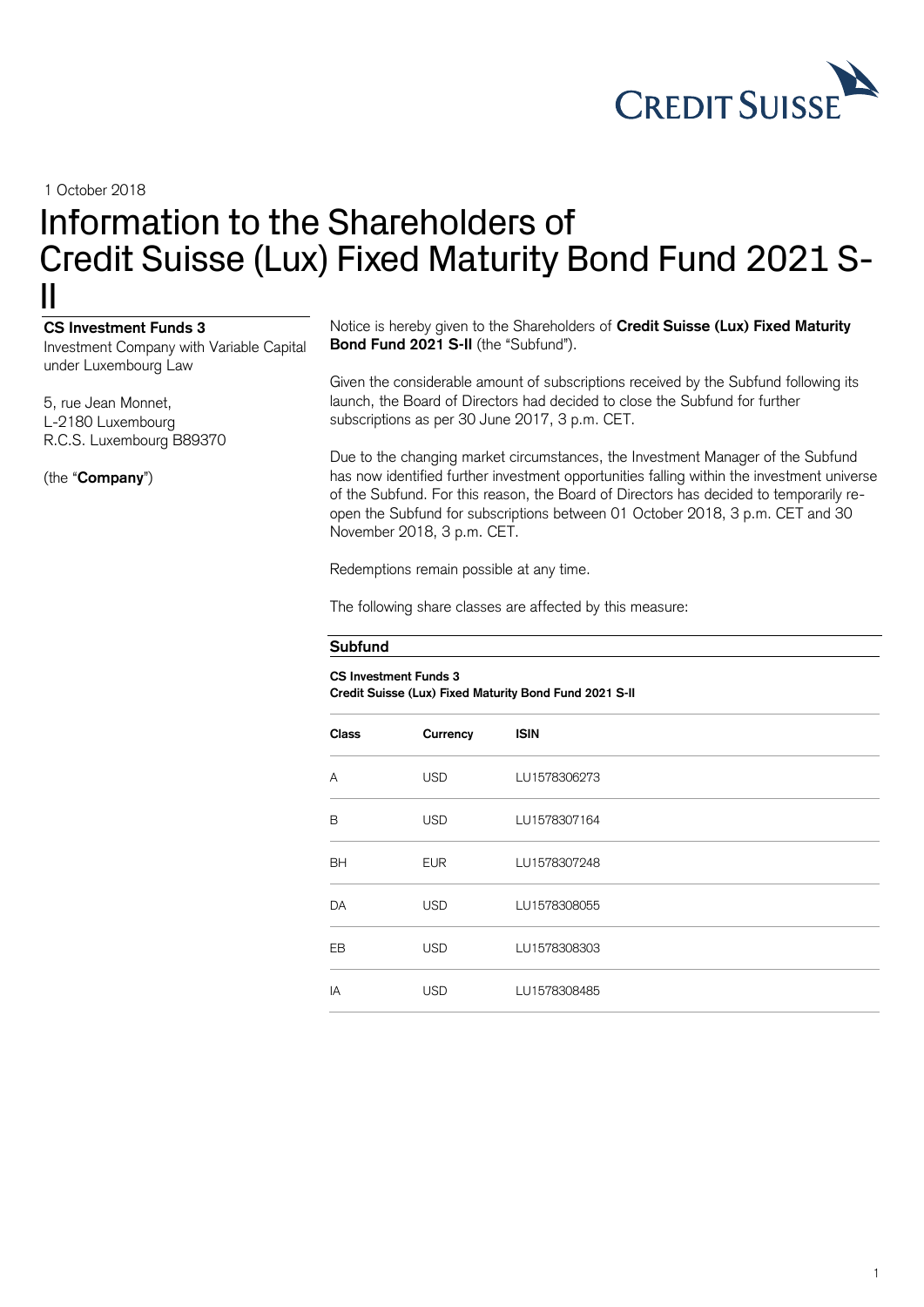1 October 2018

# Information to the Shareholders of Credit Suisse (Lux) Fixed Maturity Bond Fund 2021 S-II

**CS Investment Funds 3**
Investment Company with Variable Capital under Luxembourg Law

5, rue Jean Monnet,
L-2180 Luxembourg
R.C.S. Luxembourg B89370

(the "**Company**")

Notice is hereby given to the Shareholders of **Credit Suisse (Lux) Fixed Maturity Bond Fund 2021 S-II** (the "Subfund").

Given the considerable amount of subscriptions received by the Subfund following its launch, the Board of Directors had decided to close the Subfund for further subscriptions as per 30 June 2017, 3 p.m. CET.

Due to the changing market circumstances, the Investment Manager of the Subfund has now identified further investment opportunities falling within the investment universe of the Subfund. For this reason, the Board of Directors has decided to temporarily re-open the Subfund for subscriptions between 01 October 2018, 3 p.m. CET and 30 November 2018, 3 p.m. CET.

Redemptions remain possible at any time.

The following share classes are affected by this measure:

**Subfund**

**CS Investment Funds 3**
**Credit Suisse (Lux) Fixed Maturity Bond Fund 2021 S-II**

| Class | Currency | ISIN |
|---|---|---|
| A | USD | LU1578306273 |
| B | USD | LU1578307164 |
| BH | EUR | LU1578307248 |
| DA | USD | LU1578308055 |
| EB | USD | LU1578308303 |
| IA | USD | LU1578308485 |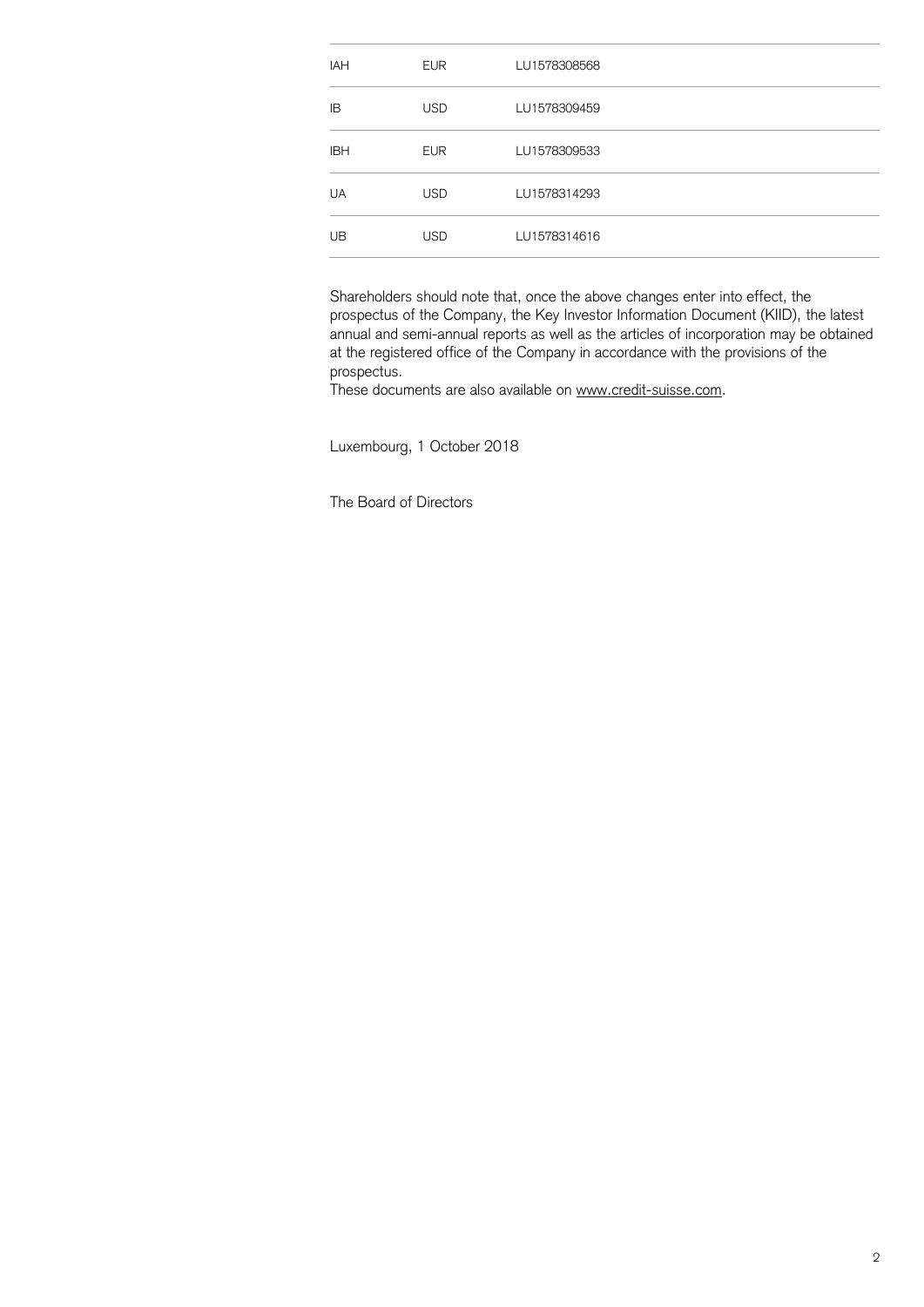| | | |
|---|---|---|
| IAH | EUR | LU1578308568 |
| IB | USD | LU1578309459 |
| IBH | EUR | LU1578309533 |
| UA | USD | LU1578314293 |
| UB | USD | LU1578314616 |

Shareholders should note that, once the above changes enter into effect, the prospectus of the Company, the Key Investor Information Document (KIID), the latest annual and semi-annual reports as well as the articles of incorporation may be obtained at the registered office of the Company in accordance with the provisions of the prospectus.
These documents are also available on www.credit-suisse.com.

Luxembourg, 1 October 2018

The Board of Directors